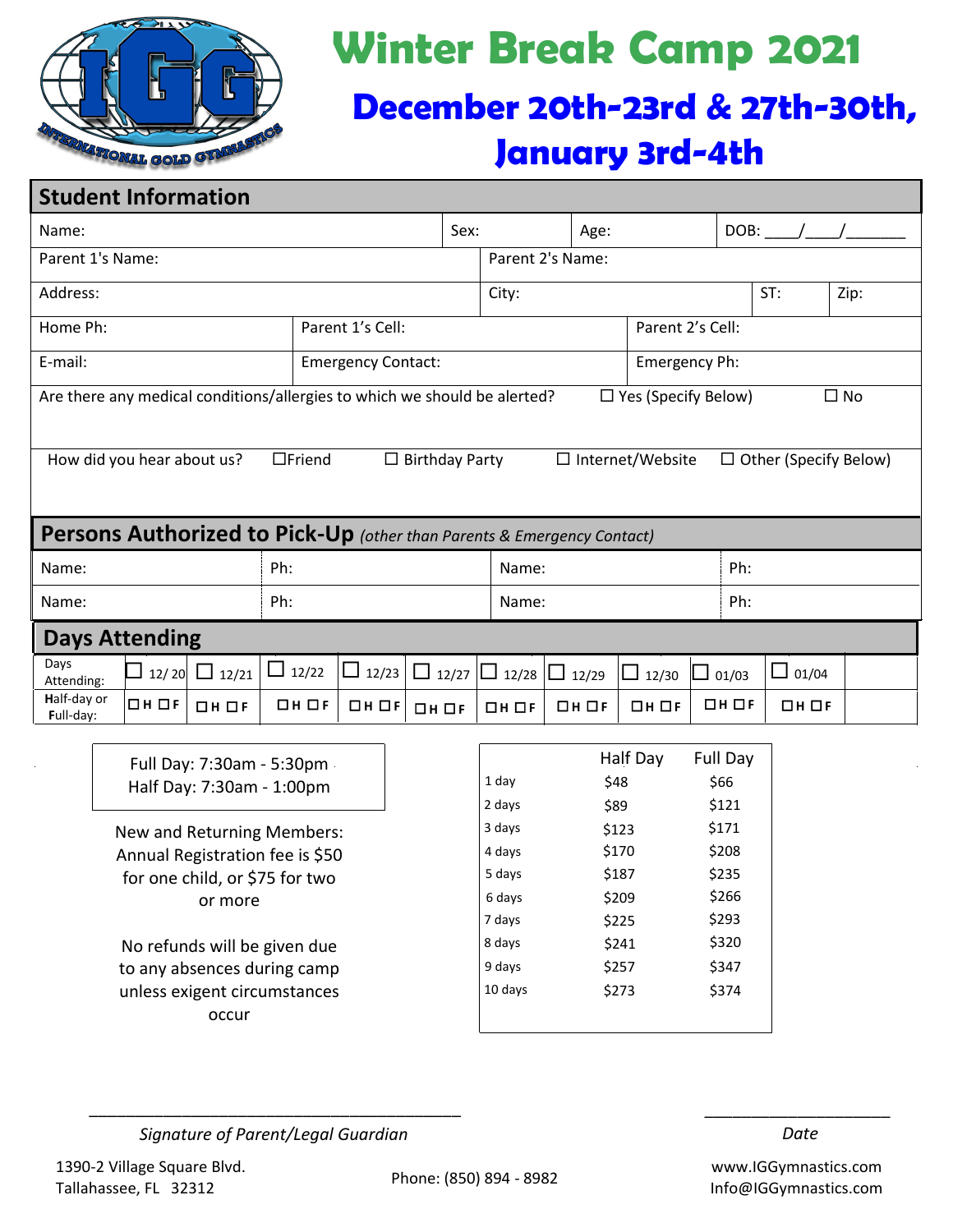INTERNATIONAL GOLD GYMNASTICS

# Winter Break Camp 2021

## December 20th-23rd & 27th-30th, January 3rd-4th

## Student Information

| Name: | Sex: | Age: | DOB: \_\_\_/\_\_\_/\_\_\_\_\_\_ |
|---|---|---|---|

| Parent 1's Name: | Parent 2's Name: |
|---|---|

| Address: | City: | ST: | Zip: |
|---|---|---|---|

| Home Ph: | Parent 1's Cell: | Parent 2's Cell: |
|---|---|---|
| E-mail: | Emergency Contact: | Emergency Ph: |

Are there any medical conditions/allergies to which we should be alerted? ☐ Yes (Specify Below) ☐ No

How did you hear about us? ☐Friend ☐ Birthday Party ☐ Internet/Website ☐ Other (Specify Below)

## Persons Authorized to Pick-Up *(other than Parents & Emergency Contact)*

| Name: | Ph: | Name: | Ph: |
|---|---|---|---|
| Name: | Ph: | Name: | Ph: |

## Days Attending

| Days Attending: | ☐ 12/20 | ☐ 12/21 | ☐ 12/22 | ☐ 12/23 | ☐ 12/27 | ☐ 12/28 | ☐ 12/29 | ☐ 12/30 | ☐ 01/03 | ☐ 01/04 |
|---|---|---|---|---|---|---|---|---|---|---|
| Half-day or Full-day: | ☐H ☐F | ☐H ☐F | ☐H ☐F | ☐H ☐F | ☐H ☐F | ☐H ☐F | ☐H ☐F | ☐H ☐F | ☐H ☐F | ☐H ☐F |

Full Day: 7:30am - 5:30pm
Half Day: 7:30am - 1:00pm

New and Returning Members: Annual Registration fee is $50 for one child, or $75 for two or more

No refunds will be given due to any absences during camp unless exigent circumstances occur

| | Half Day | Full Day |
|---|---|---|
| 1 day | $48 | $66 |
| 2 days | $89 | $121 |
| 3 days | $123 | $171 |
| 4 days | $170 | $208 |
| 5 days | $187 | $235 |
| 6 days | $209 | $266 |
| 7 days | $225 | $293 |
| 8 days | $241 | $320 |
| 9 days | $257 | $347 |
| 10 days | $273 | $374 |

\_\_\_\_\_\_\_\_\_\_\_\_\_\_\_\_\_\_\_\_\_\_\_\_\_\_\_\_\_\_\_\_\_\_\_\_\_\_\_\_\_\_ \_\_\_\_\_\_\_\_\_\_\_\_\_\_\_\_\_\_\_\_\_\_

*Signature of Parent/Legal Guardian* *Date*

1390-2 Village Square Blvd.
Tallahassee, FL 32312

Phone: (850) 894 - 8982

www.IGGymnastics.com
Info@IGGymnastics.com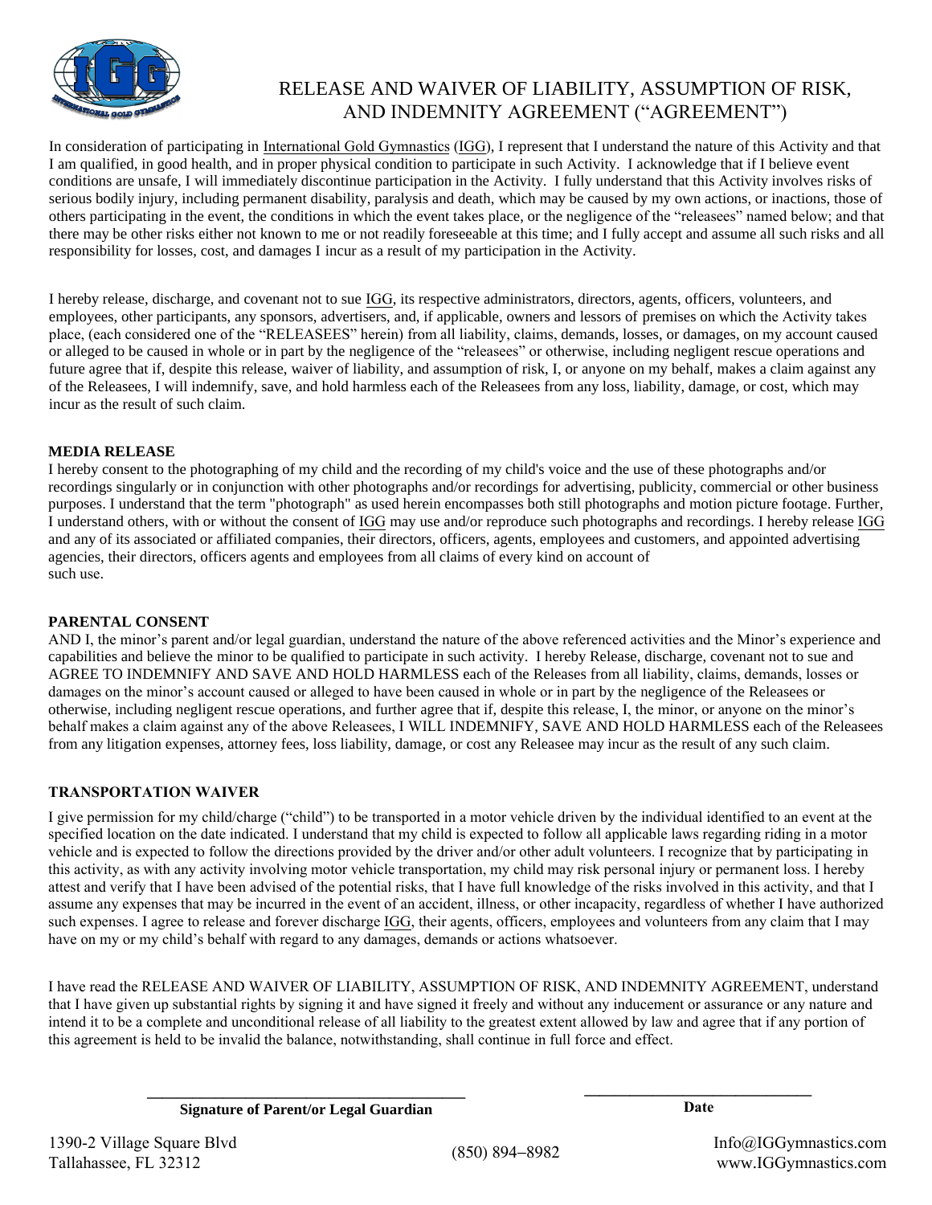# RELEASE AND WAIVER OF LIABILITY, ASSUMPTION OF RISK, AND INDEMNITY AGREEMENT ("AGREEMENT")

In consideration of participating in International Gold Gymnastics (IGG), I represent that I understand the nature of this Activity and that I am qualified, in good health, and in proper physical condition to participate in such Activity. I acknowledge that if I believe event conditions are unsafe, I will immediately discontinue participation in the Activity. I fully understand that this Activity involves risks of serious bodily injury, including permanent disability, paralysis and death, which may be caused by my own actions, or inactions, those of others participating in the event, the conditions in which the event takes place, or the negligence of the "releasees" named below; and that there may be other risks either not known to me or not readily foreseeable at this time; and I fully accept and assume all such risks and all responsibility for losses, cost, and damages I incur as a result of my participation in the Activity.

I hereby release, discharge, and covenant not to sue IGG, its respective administrators, directors, agents, officers, volunteers, and employees, other participants, any sponsors, advertisers, and, if applicable, owners and lessors of premises on which the Activity takes place, (each considered one of the "RELEASEES" herein) from all liability, claims, demands, losses, or damages, on my account caused or alleged to be caused in whole or in part by the negligence of the "releasees" or otherwise, including negligent rescue operations and future agree that if, despite this release, waiver of liability, and assumption of risk, I, or anyone on my behalf, makes a claim against any of the Releasees, I will indemnify, save, and hold harmless each of the Releasees from any loss, liability, damage, or cost, which may incur as the result of such claim.

**MEDIA RELEASE**

I hereby consent to the photographing of my child and the recording of my child's voice and the use of these photographs and/or recordings singularly or in conjunction with other photographs and/or recordings for advertising, publicity, commercial or other business purposes. I understand that the term "photograph" as used herein encompasses both still photographs and motion picture footage. Further, I understand others, with or without the consent of IGG may use and/or reproduce such photographs and recordings. I hereby release IGG and any of its associated or affiliated companies, their directors, officers, agents, employees and customers, and appointed advertising agencies, their directors, officers agents and employees from all claims of every kind on account of such use.

**PARENTAL CONSENT**

AND I, the minor's parent and/or legal guardian, understand the nature of the above referenced activities and the Minor's experience and capabilities and believe the minor to be qualified to participate in such activity. I hereby Release, discharge, covenant not to sue and AGREE TO INDEMNIFY AND SAVE AND HOLD HARMLESS each of the Releases from all liability, claims, demands, losses or damages on the minor's account caused or alleged to have been caused in whole or in part by the negligence of the Releasees or otherwise, including negligent rescue operations, and further agree that if, despite this release, I, the minor, or anyone on the minor's behalf makes a claim against any of the above Releasees, I WILL INDEMNIFY, SAVE AND HOLD HARMLESS each of the Releasees from any litigation expenses, attorney fees, loss liability, damage, or cost any Releasee may incur as the result of any such claim.

**TRANSPORTATION WAIVER**

I give permission for my child/charge ("child") to be transported in a motor vehicle driven by the individual identified to an event at the specified location on the date indicated. I understand that my child is expected to follow all applicable laws regarding riding in a motor vehicle and is expected to follow the directions provided by the driver and/or other adult volunteers. I recognize that by participating in this activity, as with any activity involving motor vehicle transportation, my child may risk personal injury or permanent loss. I hereby attest and verify that I have been advised of the potential risks, that I have full knowledge of the risks involved in this activity, and that I assume any expenses that may be incurred in the event of an accident, illness, or other incapacity, regardless of whether I have authorized such expenses. I agree to release and forever discharge IGG, their agents, officers, employees and volunteers from any claim that I may have on my or my child's behalf with regard to any damages, demands or actions whatsoever.

I have read the RELEASE AND WAIVER OF LIABILITY, ASSUMPTION OF RISK, AND INDEMNITY AGREEMENT, understand that I have given up substantial rights by signing it and have signed it freely and without any inducement or assurance or any nature and intend it to be a complete and unconditional release of all liability to the greatest extent allowed by law and agree that if any portion of this agreement is held to be invalid the balance, notwithstanding, shall continue in full force and effect.

\_\_\_\_\_\_\_\_\_\_\_\_\_\_\_\_\_\_\_\_\_\_\_\_\_\_\_\_\_\_\_\_\_\_\_\_\_\_\_\_ \_\_\_\_\_\_\_\_\_\_\_\_\_\_\_\_\_\_\_\_\_\_\_\_\_\_\_\_\_\_

**Signature of Parent/or Legal Guardian** **Date**

1390-2 Village Square Blvd
Tallahassee, FL 32312

(850) 894–8982

Info@IGGymnastics.com
www.IGGymnastics.com